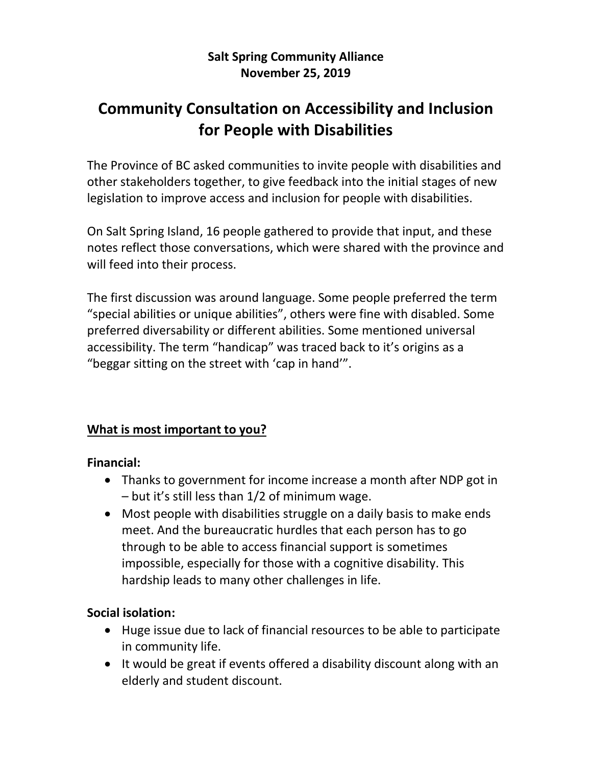**Salt Spring Community Alliance**
**November 25, 2019**

# Community Consultation on Accessibility and Inclusion for People with Disabilities

The Province of BC asked communities to invite people with disabilities and other stakeholders together, to give feedback into the initial stages of new legislation to improve access and inclusion for people with disabilities.

On Salt Spring Island, 16 people gathered to provide that input, and these notes reflect those conversations, which were shared with the province and will feed into their process.

The first discussion was around language. Some people preferred the term "special abilities or unique abilities", others were fine with disabled. Some preferred diversability or different abilities. Some mentioned universal accessibility. The term "handicap" was traced back to it's origins as a "beggar sitting on the street with 'cap in hand'".

## <u>What is most important to you?</u>

**Financial:**

- Thanks to government for income increase a month after NDP got in – but it's still less than 1/2 of minimum wage.
- Most people with disabilities struggle on a daily basis to make ends meet. And the bureaucratic hurdles that each person has to go through to be able to access financial support is sometimes impossible, especially for those with a cognitive disability. This hardship leads to many other challenges in life.

**Social isolation:**

- Huge issue due to lack of financial resources to be able to participate in community life.
- It would be great if events offered a disability discount along with an elderly and student discount.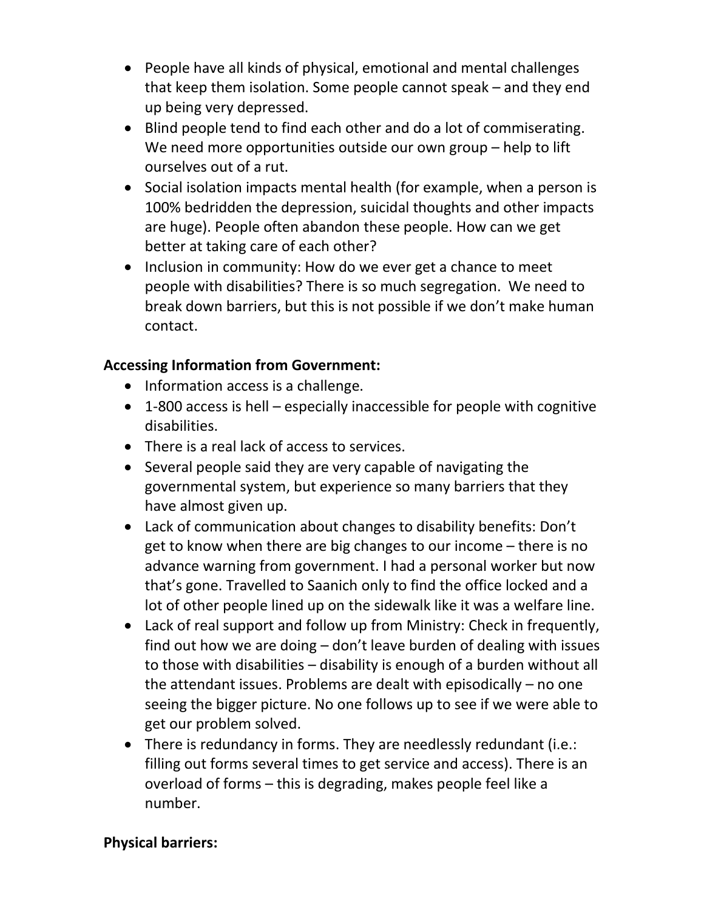- People have all kinds of physical, emotional and mental challenges that keep them isolation. Some people cannot speak – and they end up being very depressed.
- Blind people tend to find each other and do a lot of commiserating. We need more opportunities outside our own group – help to lift ourselves out of a rut.
- Social isolation impacts mental health (for example, when a person is 100% bedridden the depression, suicidal thoughts and other impacts are huge). People often abandon these people. How can we get better at taking care of each other?
- Inclusion in community: How do we ever get a chance to meet people with disabilities? There is so much segregation. We need to break down barriers, but this is not possible if we don't make human contact.

**Accessing Information from Government:**

- Information access is a challenge.
- 1-800 access is hell – especially inaccessible for people with cognitive disabilities.
- There is a real lack of access to services.
- Several people said they are very capable of navigating the governmental system, but experience so many barriers that they have almost given up.
- Lack of communication about changes to disability benefits: Don't get to know when there are big changes to our income – there is no advance warning from government. I had a personal worker but now that's gone. Travelled to Saanich only to find the office locked and a lot of other people lined up on the sidewalk like it was a welfare line.
- Lack of real support and follow up from Ministry: Check in frequently, find out how we are doing – don't leave burden of dealing with issues to those with disabilities – disability is enough of a burden without all the attendant issues. Problems are dealt with episodically – no one seeing the bigger picture. No one follows up to see if we were able to get our problem solved.
- There is redundancy in forms. They are needlessly redundant (i.e.: filling out forms several times to get service and access). There is an overload of forms – this is degrading, makes people feel like a number.

**Physical barriers:**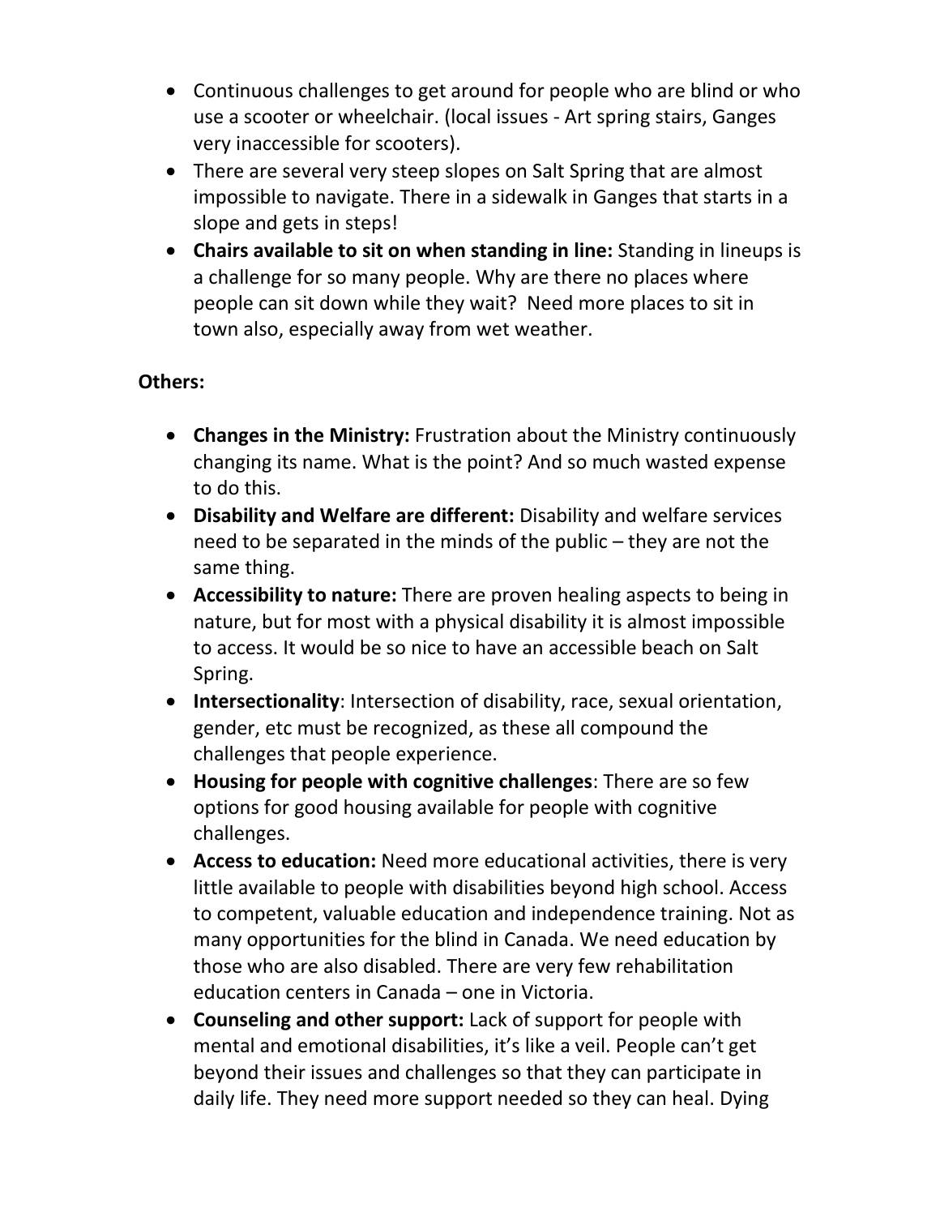- Continuous challenges to get around for people who are blind or who use a scooter or wheelchair. (local issues - Art spring stairs, Ganges very inaccessible for scooters).
- There are several very steep slopes on Salt Spring that are almost impossible to navigate. There in a sidewalk in Ganges that starts in a slope and gets in steps!
- **Chairs available to sit on when standing in line:** Standing in lineups is a challenge for so many people. Why are there no places where people can sit down while they wait? Need more places to sit in town also, especially away from wet weather.

**Others:**

- **Changes in the Ministry:** Frustration about the Ministry continuously changing its name. What is the point? And so much wasted expense to do this.
- **Disability and Welfare are different:** Disability and welfare services need to be separated in the minds of the public – they are not the same thing.
- **Accessibility to nature:** There are proven healing aspects to being in nature, but for most with a physical disability it is almost impossible to access. It would be so nice to have an accessible beach on Salt Spring.
- **Intersectionality**: Intersection of disability, race, sexual orientation, gender, etc must be recognized, as these all compound the challenges that people experience.
- **Housing for people with cognitive challenges**: There are so few options for good housing available for people with cognitive challenges.
- **Access to education:** Need more educational activities, there is very little available to people with disabilities beyond high school. Access to competent, valuable education and independence training. Not as many opportunities for the blind in Canada. We need education by those who are also disabled. There are very few rehabilitation education centers in Canada – one in Victoria.
- **Counseling and other support:** Lack of support for people with mental and emotional disabilities, it's like a veil. People can't get beyond their issues and challenges so that they can participate in daily life. They need more support needed so they can heal. Dying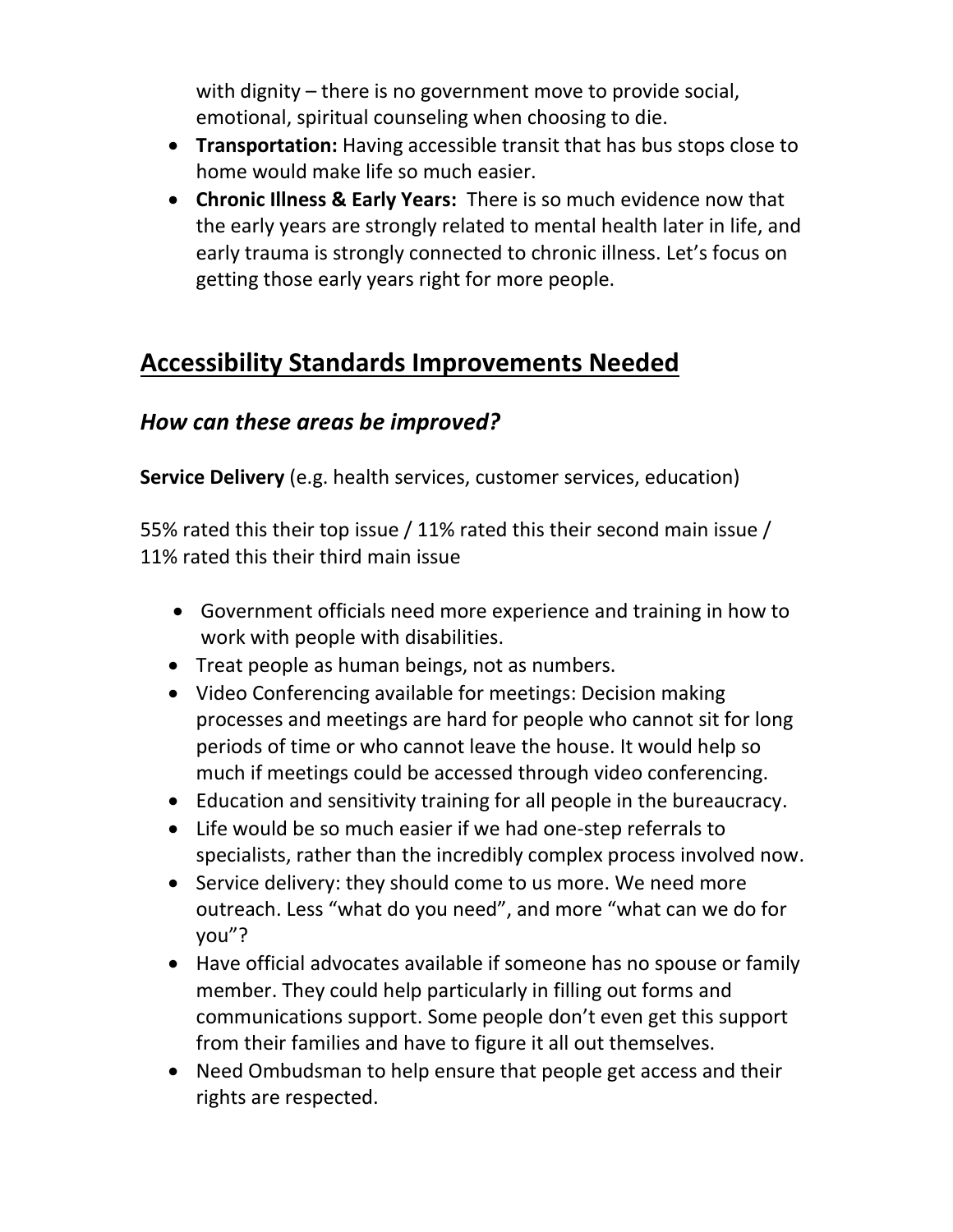with dignity – there is no government move to provide social, emotional, spiritual counseling when choosing to die.

- **Transportation:** Having accessible transit that has bus stops close to home would make life so much easier.
- **Chronic Illness & Early Years:** There is so much evidence now that the early years are strongly related to mental health later in life, and early trauma is strongly connected to chronic illness. Let's focus on getting those early years right for more people.

## Accessibility Standards Improvements Needed

### *How can these areas be improved?*

**Service Delivery** (e.g. health services, customer services, education)

55% rated this their top issue / 11% rated this their second main issue / 11% rated this their third main issue

- Government officials need more experience and training in how to work with people with disabilities.
- Treat people as human beings, not as numbers.
- Video Conferencing available for meetings: Decision making processes and meetings are hard for people who cannot sit for long periods of time or who cannot leave the house. It would help so much if meetings could be accessed through video conferencing.
- Education and sensitivity training for all people in the bureaucracy.
- Life would be so much easier if we had one-step referrals to specialists, rather than the incredibly complex process involved now.
- Service delivery: they should come to us more. We need more outreach. Less "what do you need", and more "what can we do for you"?
- Have official advocates available if someone has no spouse or family member. They could help particularly in filling out forms and communications support. Some people don't even get this support from their families and have to figure it all out themselves.
- Need Ombudsman to help ensure that people get access and their rights are respected.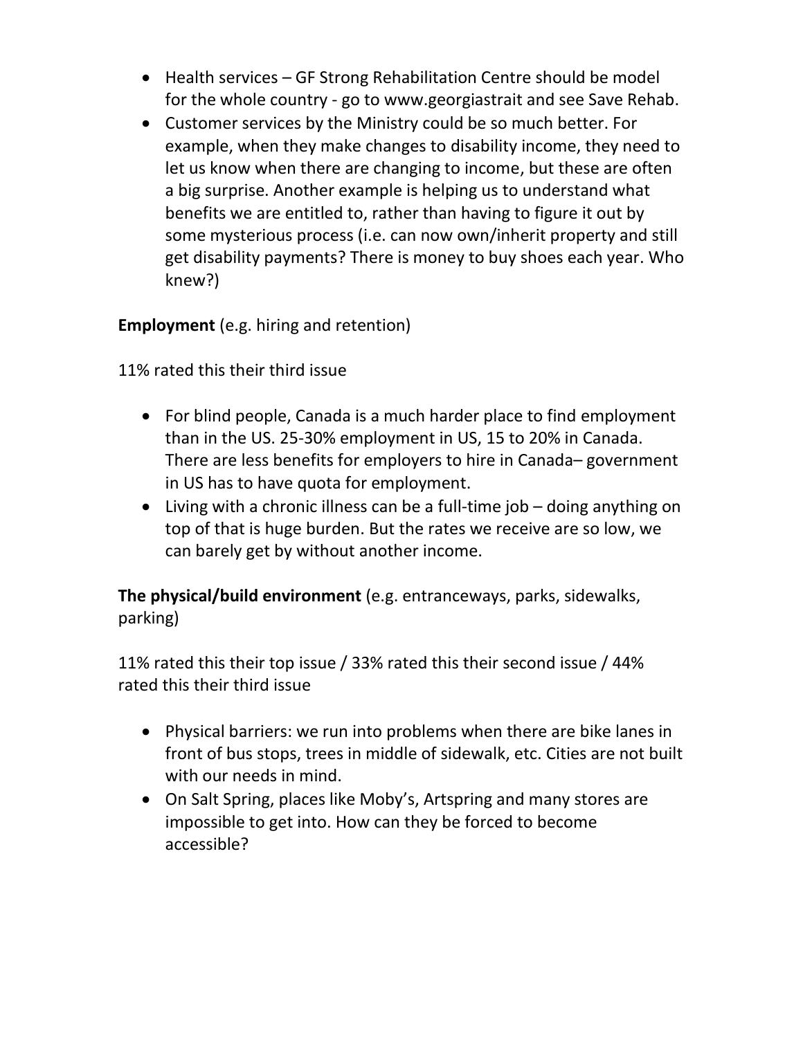- Health services – GF Strong Rehabilitation Centre should be model for the whole country - go to www.georgiastrait and see Save Rehab.
- Customer services by the Ministry could be so much better. For example, when they make changes to disability income, they need to let us know when there are changing to income, but these are often a big surprise. Another example is helping us to understand what benefits we are entitled to, rather than having to figure it out by some mysterious process (i.e. can now own/inherit property and still get disability payments? There is money to buy shoes each year. Who knew?)

**Employment** (e.g. hiring and retention)

11% rated this their third issue

- For blind people, Canada is a much harder place to find employment than in the US. 25-30% employment in US, 15 to 20% in Canada. There are less benefits for employers to hire in Canada– government in US has to have quota for employment.
- Living with a chronic illness can be a full-time job – doing anything on top of that is huge burden. But the rates we receive are so low, we can barely get by without another income.

**The physical/build environment** (e.g. entranceways, parks, sidewalks, parking)

11% rated this their top issue / 33% rated this their second issue / 44% rated this their third issue

- Physical barriers: we run into problems when there are bike lanes in front of bus stops, trees in middle of sidewalk, etc. Cities are not built with our needs in mind.
- On Salt Spring, places like Moby's, Artspring and many stores are impossible to get into. How can they be forced to become accessible?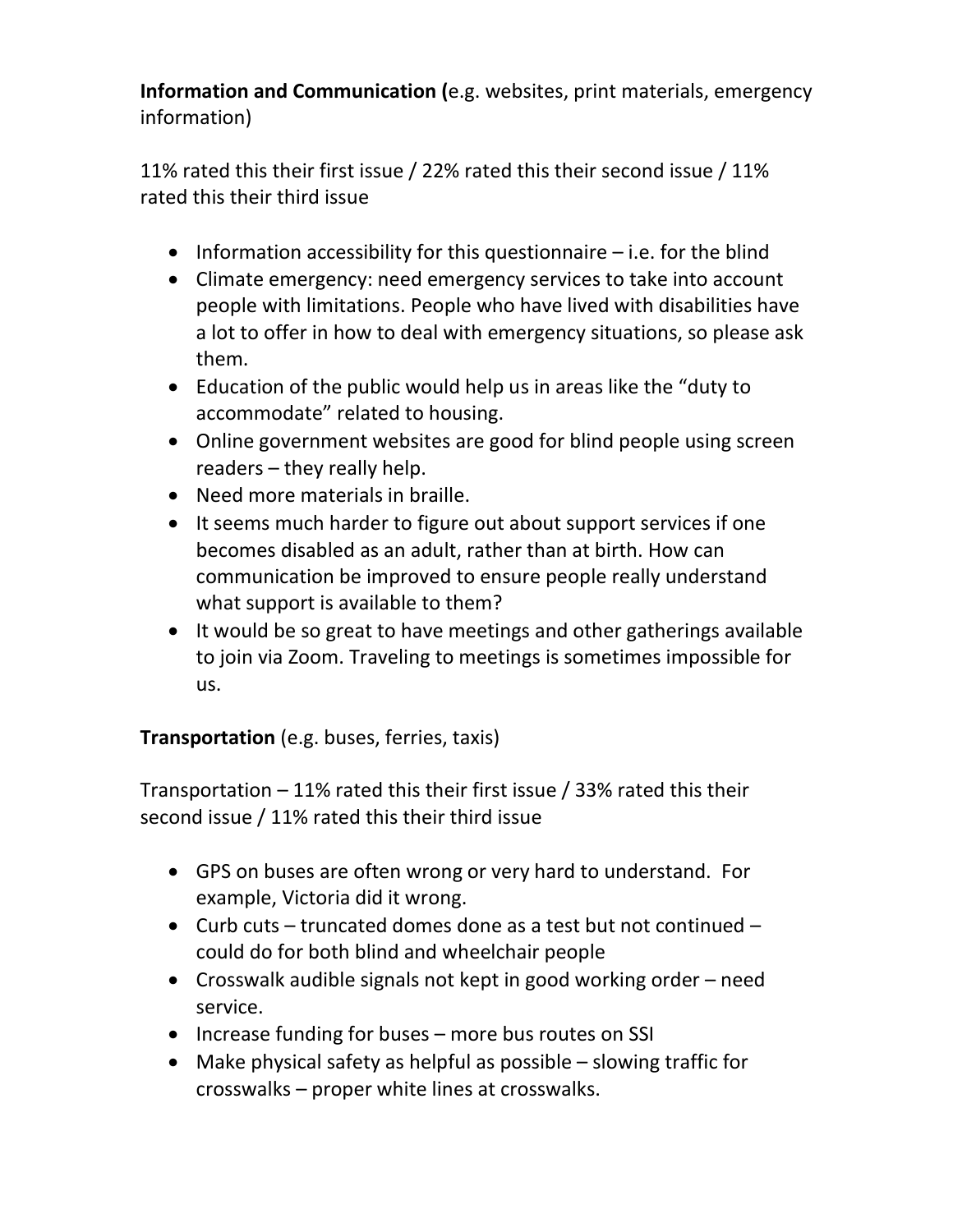**Information and Communication (**e.g. websites, print materials, emergency information)

11% rated this their first issue / 22% rated this their second issue / 11% rated this their third issue

- Information accessibility for this questionnaire – i.e. for the blind
- Climate emergency: need emergency services to take into account people with limitations. People who have lived with disabilities have a lot to offer in how to deal with emergency situations, so please ask them.
- Education of the public would help us in areas like the "duty to accommodate" related to housing.
- Online government websites are good for blind people using screen readers – they really help.
- Need more materials in braille.
- It seems much harder to figure out about support services if one becomes disabled as an adult, rather than at birth. How can communication be improved to ensure people really understand what support is available to them?
- It would be so great to have meetings and other gatherings available to join via Zoom. Traveling to meetings is sometimes impossible for us.

**Transportation** (e.g. buses, ferries, taxis)

Transportation – 11% rated this their first issue / 33% rated this their second issue / 11% rated this their third issue

- GPS on buses are often wrong or very hard to understand. For example, Victoria did it wrong.
- Curb cuts – truncated domes done as a test but not continued – could do for both blind and wheelchair people
- Crosswalk audible signals not kept in good working order – need service.
- Increase funding for buses – more bus routes on SSI
- Make physical safety as helpful as possible – slowing traffic for crosswalks – proper white lines at crosswalks.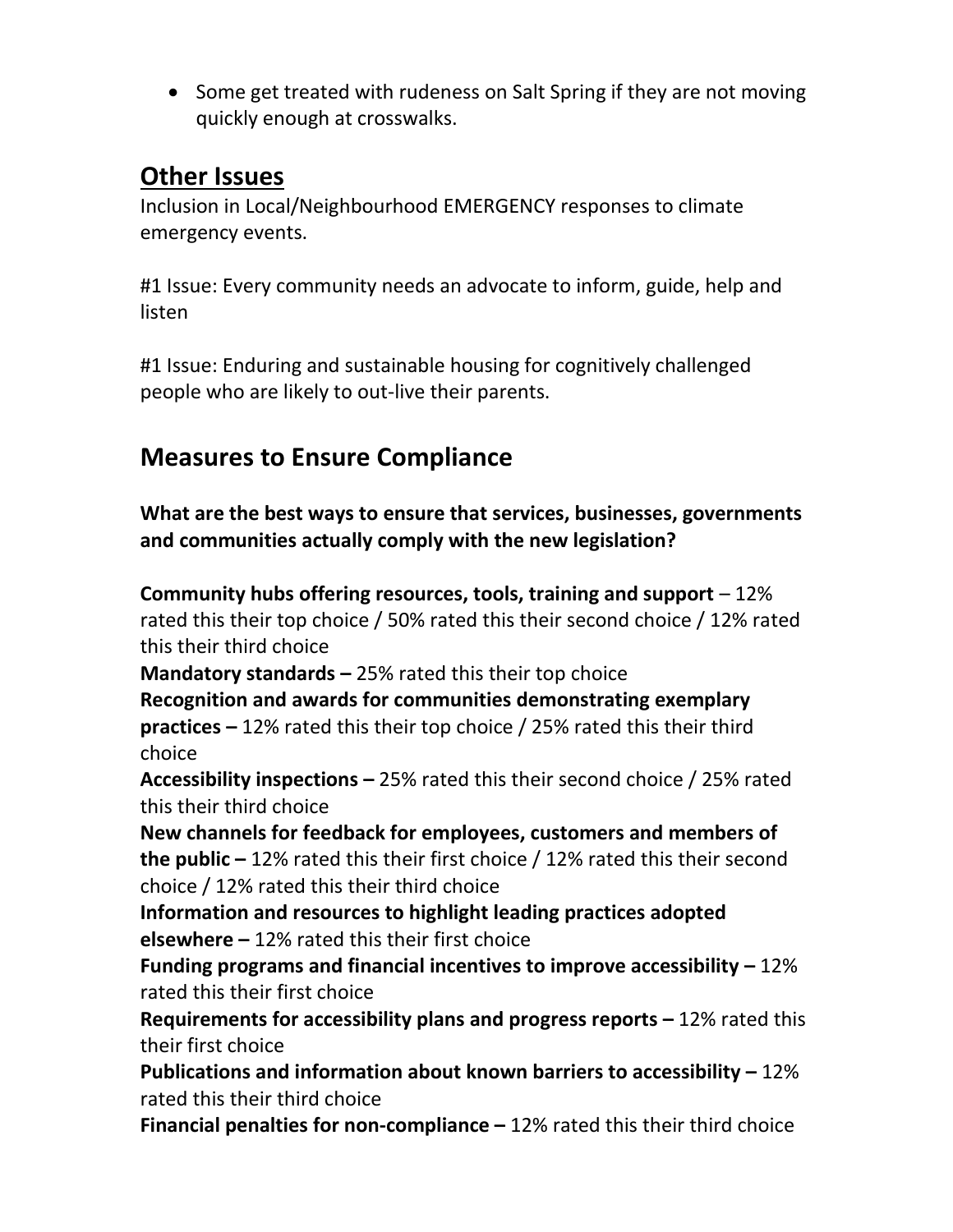- Some get treated with rudeness on Salt Spring if they are not moving quickly enough at crosswalks.

## Other Issues

Inclusion in Local/Neighbourhood EMERGENCY responses to climate emergency events.

#1 Issue: Every community needs an advocate to inform, guide, help and listen

#1 Issue: Enduring and sustainable housing for cognitively challenged people who are likely to out-live their parents.

## Measures to Ensure Compliance

**What are the best ways to ensure that services, businesses, governments and communities actually comply with the new legislation?**

**Community hubs offering resources, tools, training and support** – 12% rated this their top choice / 50% rated this their second choice / 12% rated this their third choice
**Mandatory standards –** 25% rated this their top choice
**Recognition and awards for communities demonstrating exemplary practices –** 12% rated this their top choice / 25% rated this their third choice
**Accessibility inspections –** 25% rated this their second choice / 25% rated this their third choice
**New channels for feedback for employees, customers and members of the public –** 12% rated this their first choice / 12% rated this their second choice / 12% rated this their third choice
**Information and resources to highlight leading practices adopted elsewhere –** 12% rated this their first choice
**Funding programs and financial incentives to improve accessibility –** 12% rated this their first choice
**Requirements for accessibility plans and progress reports –** 12% rated this their first choice
**Publications and information about known barriers to accessibility –** 12% rated this their third choice
**Financial penalties for non-compliance –** 12% rated this their third choice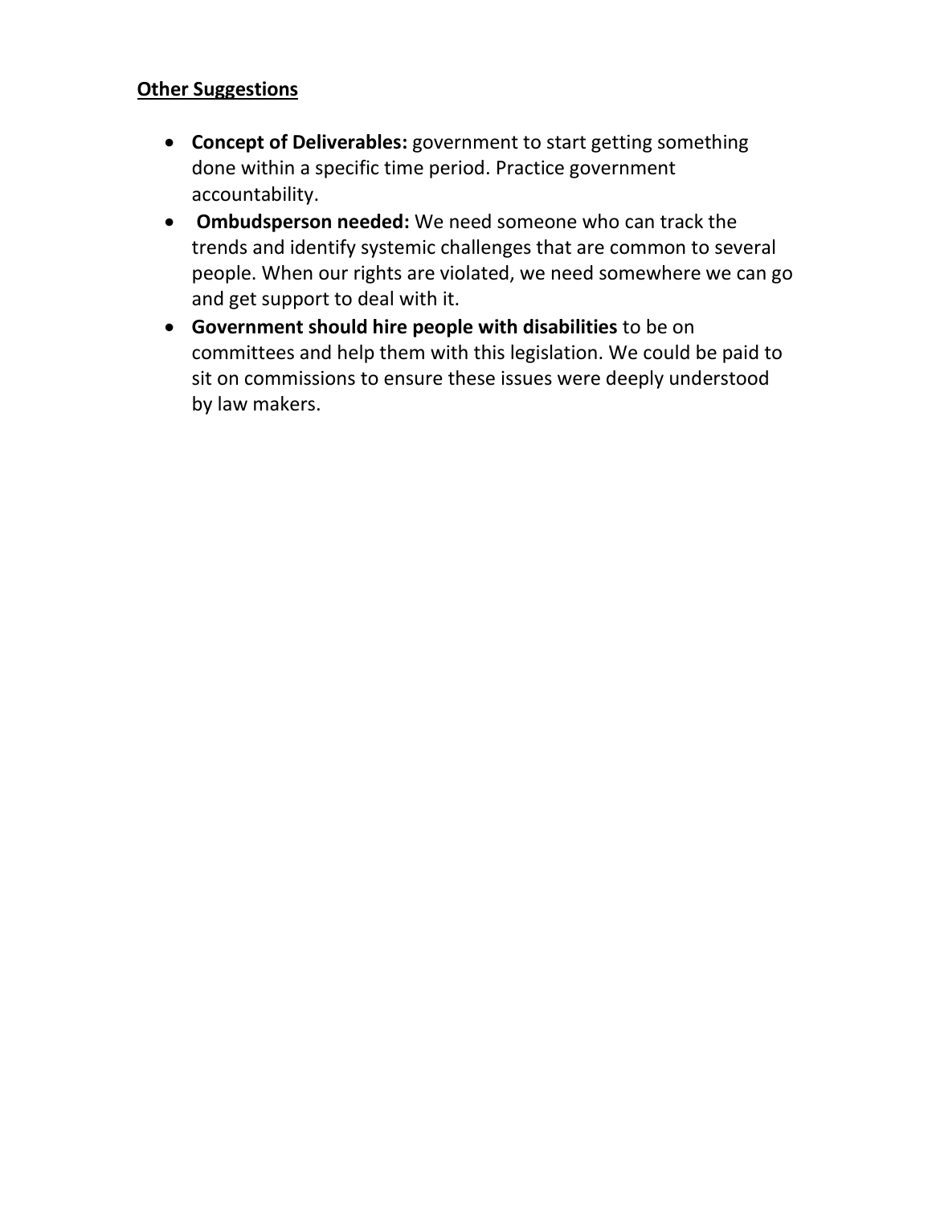## Other Suggestions

- **Concept of Deliverables:** government to start getting something done within a specific time period. Practice government accountability.
- **Ombudsperson needed:** We need someone who can track the trends and identify systemic challenges that are common to several people. When our rights are violated, we need somewhere we can go and get support to deal with it.
- **Government should hire people with disabilities** to be on committees and help them with this legislation. We could be paid to sit on commissions to ensure these issues were deeply understood by law makers.